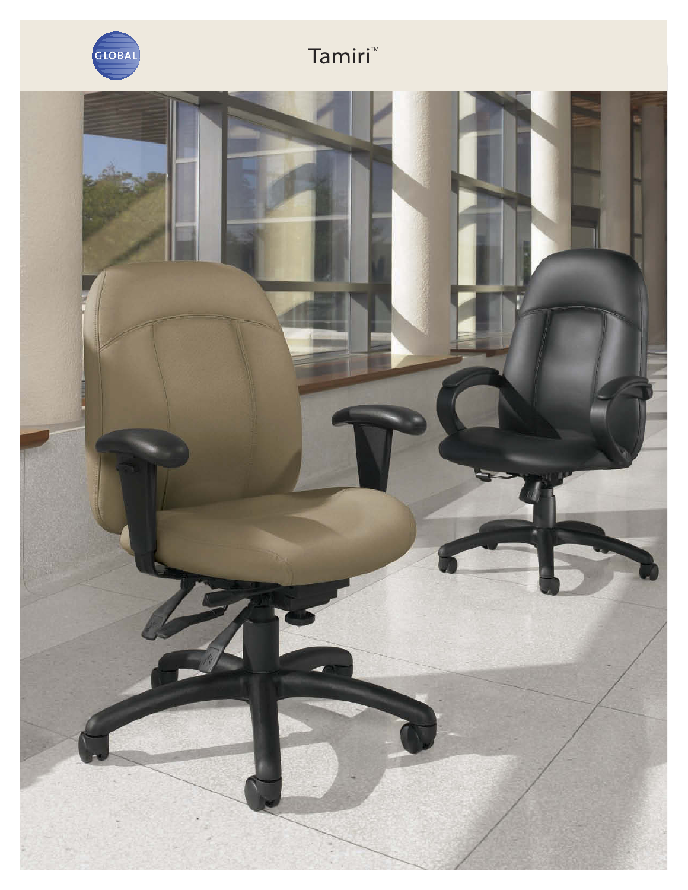GLOBAL

# Tamiri™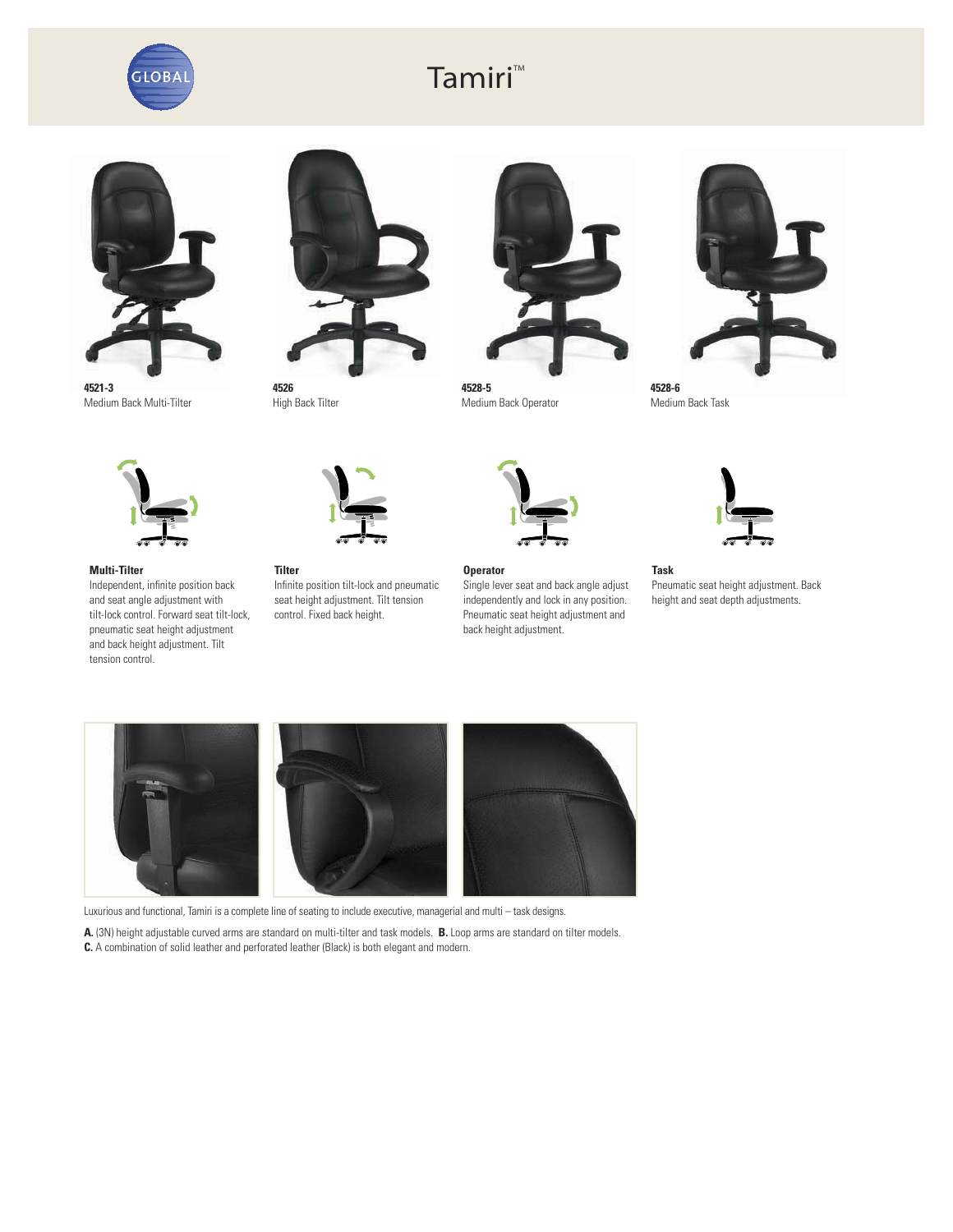# Tamiri™

**4521-3**
Medium Back Multi-Tilter

**4526**
High Back Tilter

**4528-5**
Medium Back Operator

**4528-6**
Medium Back Task

**Multi-Tilter**
Independent, infinite position back and seat angle adjustment with tilt-lock control. Forward seat tilt-lock, pneumatic seat height adjustment and back height adjustment. Tilt tension control.

**Tilter**
Infinite position tilt-lock and pneumatic seat height adjustment. Tilt tension control. Fixed back height.

**Operator**
Single lever seat and back angle adjust independently and lock in any position. Pneumatic seat height adjustment and back height adjustment.

**Task**
Pneumatic seat height adjustment. Back height and seat depth adjustments.

Luxurious and functional, Tamiri is a complete line of seating to include executive, managerial and multi – task designs.

**A.** (3N) height adjustable curved arms are standard on multi-tilter and task models. **B.** Loop arms are standard on tilter models. **C.** A combination of solid leather and perforated leather (Black) is both elegant and modern.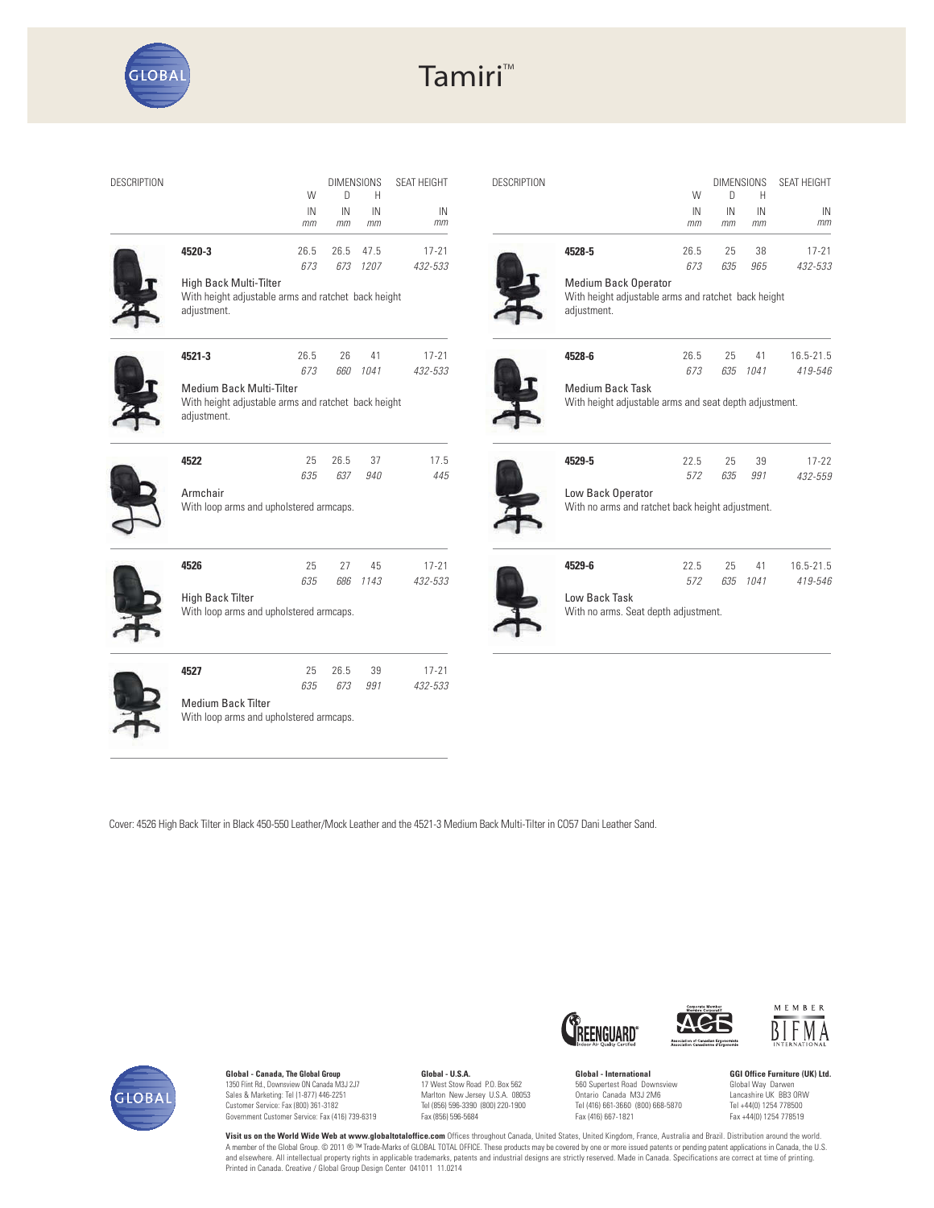# Tamiri™

| DESCRIPTION | | DIMENSIONS W IN *mm* | D IN *mm* | H IN *mm* | SEAT HEIGHT IN *mm* |
|---|---|---|---|---|---|
| **4520-3** | High Back Multi-Tilter<br>With height adjustable arms and ratchet back height adjustment. | 26.5<br>*673* | 26.5<br>*673* | 47.5<br>*1207* | 17-21<br>*432-533* |
| **4521-3** | Medium Back Multi-Tilter<br>With height adjustable arms and ratchet back height adjustment. | 26.5<br>*673* | 26<br>*660* | 41<br>*1041* | 17-21<br>*432-533* |
| **4522** | Armchair<br>With loop arms and upholstered armcaps. | 25<br>*635* | 26.5<br>*637* | 37<br>*940* | 17.5<br>*445* |
| **4526** | High Back Tilter<br>With loop arms and upholstered armcaps. | 25<br>*635* | 27<br>*686* | 45<br>*1143* | 17-21<br>*432-533* |
| **4527** | Medium Back Tilter<br>With loop arms and upholstered armcaps. | 25<br>*635* | 26.5<br>*673* | 39<br>*991* | 17-21<br>*432-533* |
| **4528-5** | Medium Back Operator<br>With height adjustable arms and ratchet back height adjustment. | 26.5<br>*673* | 25<br>*635* | 38<br>*965* | 17-21<br>*432-533* |
| **4528-6** | Medium Back Task<br>With height adjustable arms and seat depth adjustment. | 26.5<br>*673* | 25<br>*635* | 41<br>*1041* | 16.5-21.5<br>*419-546* |
| **4529-5** | Low Back Operator<br>With no arms and ratchet back height adjustment. | 22.5<br>*572* | 25<br>*635* | 39<br>*991* | 17-22<br>*432-559* |
| **4529-6** | Low Back Task<br>With no arms. Seat depth adjustment. | 22.5<br>*572* | 25<br>*635* | 41<br>*1041* | 16.5-21.5<br>*419-546* |

Cover: 4526 High Back Tilter in Black 450-550 Leather/Mock Leather and the 4521-3 Medium Back Multi-Tilter in CO57 Dani Leather Sand.

**Global - Canada, The Global Group**
1350 Flint Rd., Downsview ON Canada M3J 2J7
Sales & Marketing: Tel (1-877) 446-2251
Customer Service: Fax (800) 361-3182
Government Customer Service: Fax (416) 739-6319

**Global - U.S.A.**
17 West Stow Road P.O. Box 562
Marlton New Jersey U.S.A. 08053
Tel (856) 596-3390 (800) 220-1900
Fax (856) 596-5684

**Global - International**
560 Supertest Road Downsview
Ontario Canada M3J 2M6
Tel (416) 661-3660 (800) 668-5870
Fax (416) 667-1821

**GGI Office Furniture (UK) Ltd.**
Global Way Darwen
Lancashire UK BB3 0RW
Tel +44(0) 1254 778500
Fax +44(0) 1254 778519

**Visit us on the World Wide Web at www.globaltotaloffice.com** Offices throughout Canada, United States, United Kingdom, France, Australia and Brazil. Distribution around the world. A member of the Global Group. © 2011 ® ™ Trade-Marks of GLOBAL TOTAL OFFICE. These products may be covered by one or more issued patents or pending patent applications in Canada, the U.S. and elsewhere. All intellectual property rights in applicable trademarks, patents and industrial designs are strictly reserved. Made in Canada. Specifications are correct at time of printing. Printed in Canada. Creative / Global Group Design Center 041011 11.0214